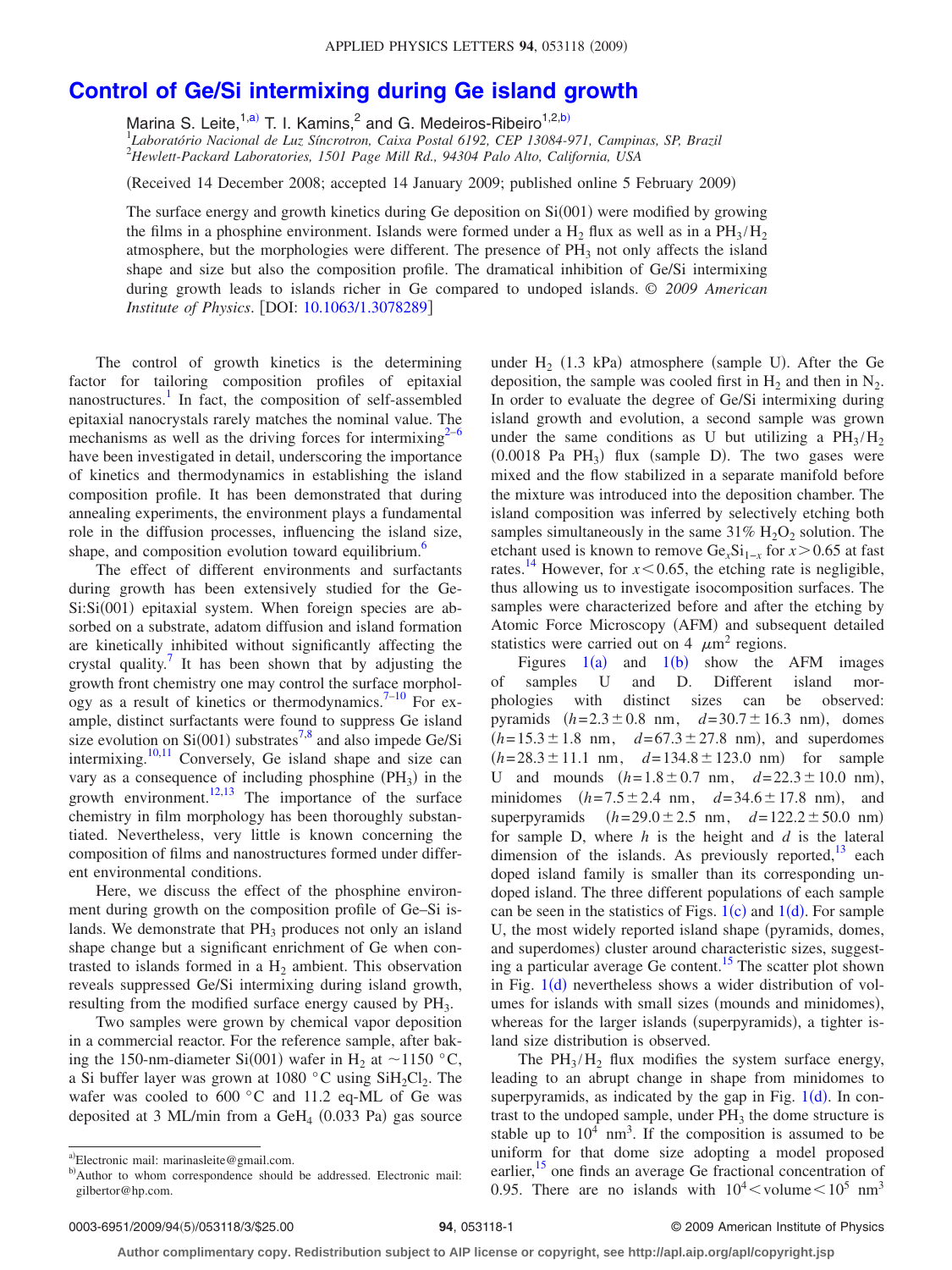# Control of Ge/Si intermixing during Ge island growth

Marina S. Leite,[1,a] T. I. Kamins,[2] and G. Medeiros-Ribeiro[1,2,b]

[1]*Laboratório Nacional de Luz Síncrotron, Caixa Postal 6192, CEP 13084-971, Campinas, SP, Brazil*
[2]*Hewlett-Packard Laboratories, 1501 Page Mill Rd., 94304 Palo Alto, California, USA*

(Received 14 December 2008; accepted 14 January 2009; published online 5 February 2009)

The surface energy and growth kinetics during Ge deposition on Si(001) were modified by growing the films in a phosphine environment. Islands were formed under a $H_2$ flux as well as in a $PH_3/H_2$ atmosphere, but the morphologies were different. The presence of $PH_3$ not only affects the island shape and size but also the composition profile. The dramatical inhibition of Ge/Si intermixing during growth leads to islands richer in Ge compared to undoped islands. © *2009 American Institute of Physics*. [DOI: 10.1063/1.3078289]

The control of growth kinetics is the determining factor for tailoring composition profiles of epitaxial nanostructures.[1] In fact, the composition of self-assembled epitaxial nanocrystals rarely matches the nominal value. The mechanisms as well as the driving forces for intermixing[2–6] have been investigated in detail, underscoring the importance of kinetics and thermodynamics in establishing the island composition profile. It has been demonstrated that during annealing experiments, the environment plays a fundamental role in the diffusion processes, influencing the island size, shape, and composition evolution toward equilibrium.[6]

The effect of different environments and surfactants during growth has been extensively studied for the Ge-Si:Si(001) epitaxial system. When foreign species are absorbed on a substrate, adatom diffusion and island formation are kinetically inhibited without significantly affecting the crystal quality.[7] It has been shown that by adjusting the growth front chemistry one may control the surface morphology as a result of kinetics or thermodynamics.[7–10] For example, distinct surfactants were found to suppress Ge island size evolution on Si(001) substrates[7,8] and also impede Ge/Si intermixing.[10,11] Conversely, Ge island shape and size can vary as a consequence of including phosphine ($PH_3$) in the growth environment.[12,13] The importance of the surface chemistry in film morphology has been thoroughly substantiated. Nevertheless, very little is known concerning the composition of films and nanostructures formed under different environmental conditions.

Here, we discuss the effect of the phosphine environment during growth on the composition profile of Ge–Si islands. We demonstrate that $PH_3$ produces not only an island shape change but a significant enrichment of Ge when contrasted to islands formed in a $H_2$ ambient. This observation reveals suppressed Ge/Si intermixing during island growth, resulting from the modified surface energy caused by $PH_3$.

Two samples were grown by chemical vapor deposition in a commercial reactor. For the reference sample, after baking the 150-nm-diameter Si(001) wafer in $H_2$ at ~1150 °C, a Si buffer layer was grown at 1080 °C using $SiH_2Cl_2$. The wafer was cooled to 600 °C and 11.2 eq-ML of Ge was deposited at 3 ML/min from a $GeH_4$ (0.033 Pa) gas source under $H_2$ (1.3 kPa) atmosphere (sample U). After the Ge deposition, the sample was cooled first in $H_2$ and then in $N_2$. In order to evaluate the degree of Ge/Si intermixing during island growth and evolution, a second sample was grown under the same conditions as U but utilizing a $PH_3/H_2$ (0.0018 Pa $PH_3$) flux (sample D). The two gases were mixed and the flow stabilized in a separate manifold before the mixture was introduced into the deposition chamber. The island composition was inferred by selectively etching both samples simultaneously in the same 31% $H_2O_2$ solution. The etchant used is known to remove $Ge_xSi_{1-x}$ for $x>0.65$ at fast rates.[14] However, for $x<0.65$, the etching rate is negligible, thus allowing us to investigate isocomposition surfaces. The samples were characterized before and after the etching by Atomic Force Microscopy (AFM) and subsequent detailed statistics were carried out on 4 $\mu m^2$ regions.

Figures 1(a) and 1(b) show the AFM images of samples U and D. Different island morphologies with distinct sizes can be observed: pyramids ($h=2.3\pm0.8$ nm, $d=30.7\pm16.3$ nm), domes ($h=15.3\pm1.8$ nm, $d=67.3\pm27.8$ nm), and superdomes ($h=28.3\pm11.1$ nm, $d=134.8\pm123.0$ nm) for sample U and mounds ($h=1.8\pm0.7$ nm, $d=22.3\pm10.0$ nm), minidomes ($h=7.5\pm2.4$ nm, $d=34.6\pm17.8$ nm), and superpyramids ($h=29.0\pm2.5$ nm, $d=122.2\pm50.0$ nm) for sample D, where $h$ is the height and $d$ is the lateral dimension of the islands. As previously reported,[13] each doped island family is smaller than its corresponding undoped island. The three different populations of each sample can be seen in the statistics of Figs. 1(c) and 1(d). For sample U, the most widely reported island shape (pyramids, domes, and superdomes) cluster around characteristic sizes, suggesting a particular average Ge content.[15] The scatter plot shown in Fig. 1(d) nevertheless shows a wider distribution of volumes for islands with small sizes (mounds and minidomes), whereas for the larger islands (superpyramids), a tighter island size distribution is observed.

The $PH_3/H_2$ flux modifies the system surface energy, leading to an abrupt change in shape from minidomes to superpyramids, as indicated by the gap in Fig. 1(d). In contrast to the undoped sample, under $PH_3$ the dome structure is stable up to $10^4$ $nm^3$. If the composition is assumed to be uniform for that dome size adopting a model proposed earlier,[15] one finds an average Ge fractional concentration of 0.95. There are no islands with $10^4<\text{volume}<10^5$ $nm^3$

[a]Electronic mail: marinasleite@gmail.com.
[b]Author to whom correspondence should be addressed. Electronic mail: gilbertor@hp.com.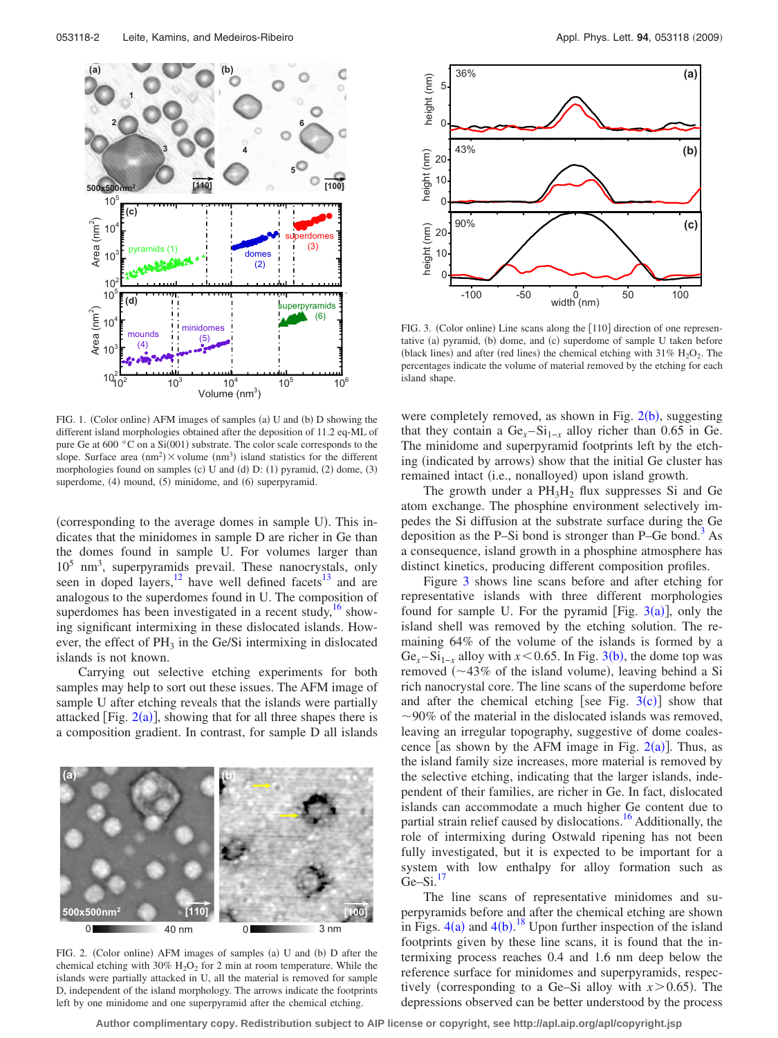FIG. 1. (Color online) AFM images of samples (a) U and (b) D showing the different island morphologies obtained after the deposition of 11.2 eq-ML of pure Ge at 600 °C on a Si(001) substrate. The color scale corresponds to the slope. Surface area $(nm^2) \times$ volume $(nm^3)$ island statistics for the different morphologies found on samples (c) U and (d) D: (1) pyramid, (2) dome, (3) superdome, (4) mound, (5) minidome, and (6) superpyramid.

(corresponding to the average domes in sample U). This indicates that the minidomes in sample D are richer in Ge than the domes found in sample U. For volumes larger than $10^5$ $nm^3$, superpyramids prevail. These nanocrystals, only seen in doped layers,[12] have well defined facets[13] and are analogous to the superdomes found in U. The composition of superdomes has been investigated in a recent study,[16] showing significant intermixing in these dislocated islands. However, the effect of $PH_3$ in the Ge/Si intermixing in dislocated islands is not known.

Carrying out selective etching experiments for both samples may help to sort out these issues. The AFM image of sample U after etching reveals that the islands were partially attacked [Fig. 2(a)], showing that for all three shapes there is a composition gradient. In contrast, for sample D all islands were completely removed, as shown in Fig. 2(b), suggesting that they contain a $Ge_x$–$Si_{1-x}$ alloy richer than 0.65 in Ge. The minidome and superpyramid footprints left by the etching (indicated by arrows) show that the initial Ge cluster has remained intact (i.e., nonalloyed) upon island growth.

FIG. 2. (Color online) AFM images of samples (a) U and (b) D after the chemical etching with 30% $H_2O_2$ for 2 min at room temperature. While the islands were partially attacked in U, all the material is removed for sample D, independent of the island morphology. The arrows indicate the footprints left by one minidome and one superpyramid after the chemical etching.

FIG. 3. (Color online) Line scans along the [110] direction of one representative (a) pyramid, (b) dome, and (c) superdome of sample U taken before (black lines) and after (red lines) the chemical etching with 31% $H_2O_2$. The percentages indicate the volume of material removed by the etching for each island shape.

The growth under a $PH_3H_2$ flux suppresses Si and Ge atom exchange. The phosphine environment selectively impedes the Si diffusion at the substrate surface during the Ge deposition as the P–Si bond is stronger than P–Ge bond.[3] As a consequence, island growth in a phosphine atmosphere has distinct kinetics, producing different composition profiles.

Figure 3 shows line scans before and after etching for representative islands with three different morphologies found for sample U. For the pyramid [Fig. 3(a)], only the island shell was removed by the etching solution. The remaining 64% of the volume of the islands is formed by a $Ge_x$–$Si_{1-x}$ alloy with $x < 0.65$. In Fig. 3(b), the dome top was removed (~43% of the island volume), leaving behind a Si rich nanocrystal core. The line scans of the superdome before and after the chemical etching [see Fig. 3(c)] show that ~90% of the material in the dislocated islands was removed, leaving an irregular topography, suggestive of dome coalescence [as shown by the AFM image in Fig. 2(a)]. Thus, as the island family size increases, more material is removed by the selective etching, indicating that the larger islands, independent of their families, are richer in Ge. In fact, dislocated islands can accommodate a much higher Ge content due to partial strain relief caused by dislocations.[16] Additionally, the role of intermixing during Ostwald ripening has not been fully investigated, but it is expected to be important for a system with low enthalpy for alloy formation such as Ge–Si.[17]

The line scans of representative minidomes and superpyramids before and after the chemical etching are shown in Figs. 4(a) and 4(b).[18] Upon further inspection of the island footprints given by these line scans, it is found that the intermixing process reaches 0.4 and 1.6 nm deep below the reference surface for minidomes and superpyramids, respectively (corresponding to a Ge–Si alloy with $x > 0.65$). The depressions observed can be better understood by the process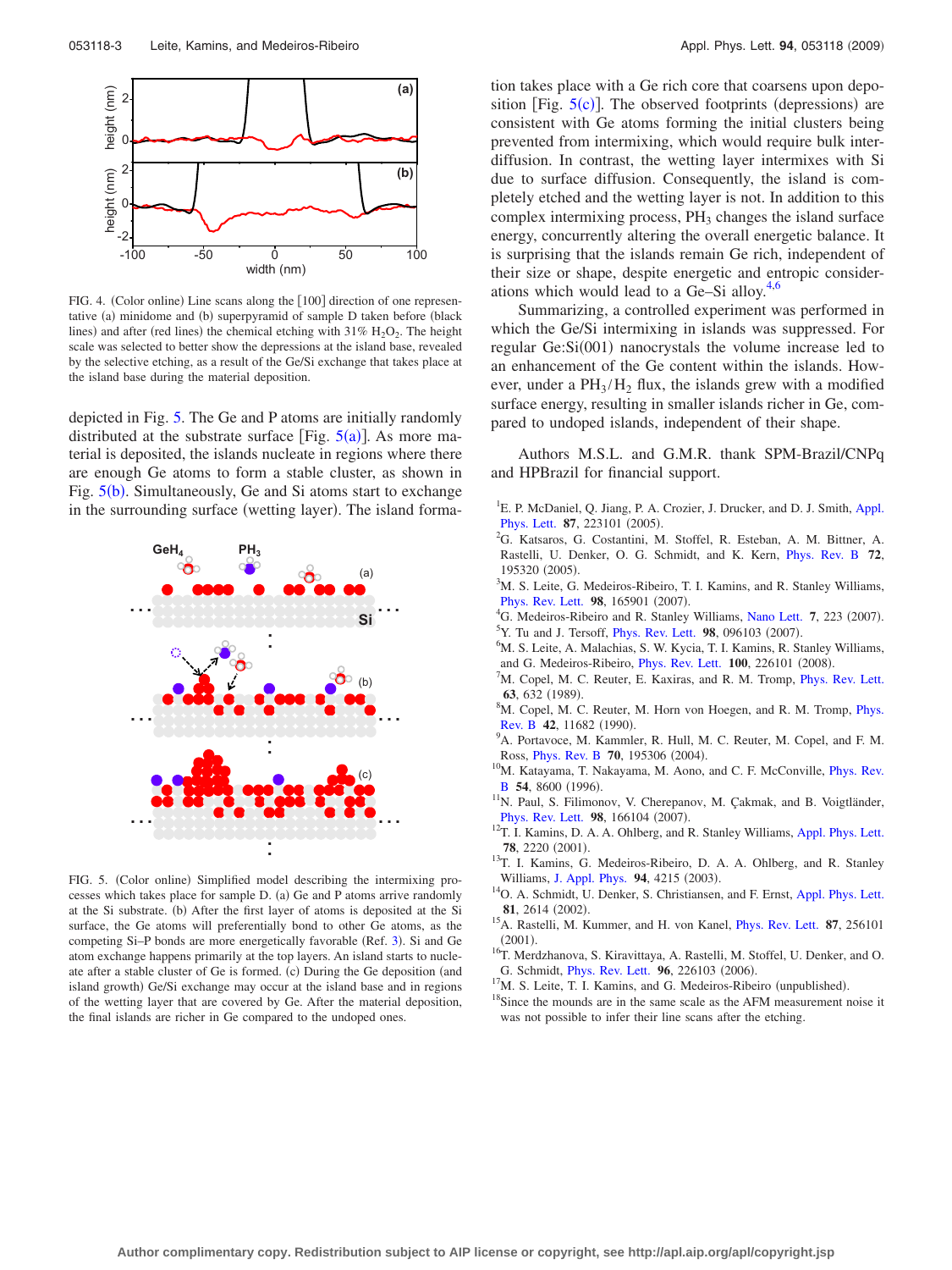(a)

height (nm)

2

0

(b)

height (nm)

2

0

-2

-100 -50 0 50 100

width (nm)

FIG. 4. (Color online) Line scans along the [100] direction of one representative (a) minidome and (b) superpyramid of sample D taken before (black lines) and after (red lines) the chemical etching with 31% $H_2O_2$. The height scale was selected to better show the depressions at the island base, revealed by the selective etching, as a result of the Ge/Si exchange that takes place at the island base during the material deposition.

depicted in Fig. 5. The Ge and P atoms are initially randomly distributed at the substrate surface [Fig. 5(a)]. As more material is deposited, the islands nucleate in regions where there are enough Ge atoms to form a stable cluster, as shown in Fig. 5(b). Simultaneously, Ge and Si atoms start to exchange in the surrounding surface (wetting layer). The island formation takes place with a Ge rich core that coarsens upon deposition [Fig. 5(c)]. The observed footprints (depressions) are consistent with Ge atoms forming the initial clusters being prevented from intermixing, which would require bulk interdiffusion. In contrast, the wetting layer intermixes with Si due to surface diffusion. Consequently, the island is completely etched and the wetting layer is not. In addition to this complex intermixing process, $PH_3$ changes the island surface energy, concurrently altering the overall energetic balance. It is surprising that the islands remain Ge rich, independent of their size or shape, despite energetic and entropic considerations which would lead to a Ge–Si alloy.[4,6]

$GeH_4$ $PH_3$

(a)

Si

(b)

(c)

FIG. 5. (Color online) Simplified model describing the intermixing processes which takes place for sample D. (a) Ge and P atoms arrive randomly at the Si substrate. (b) After the first layer of atoms is deposited at the Si surface, the Ge atoms will preferentially bond to other Ge atoms, as the competing Si–P bonds are more energetically favorable (Ref. 3). Si and Ge atom exchange happens primarily at the top layers. An island starts to nucleate after a stable cluster of Ge is formed. (c) During the Ge deposition (and island growth) Ge/Si exchange may occur at the island base and in regions of the wetting layer that are covered by Ge. After the material deposition, the final islands are richer in Ge compared to the undoped ones.

Summarizing, a controlled experiment was performed in which the Ge/Si intermixing in islands was suppressed. For regular Ge:Si(001) nanocrystals the volume increase led to an enhancement of the Ge content within the islands. However, under a $PH_3/H_2$ flux, the islands grew with a modified surface energy, resulting in smaller islands richer in Ge, compared to undoped islands, independent of their shape.

Authors M.S.L. and G.M.R. thank SPM-Brazil/CNPq and HPBrazil for financial support.

[1] E. P. McDaniel, Q. Jiang, P. A. Crozier, J. Drucker, and D. J. Smith, Appl. Phys. Lett. **87**, 223101 (2005).

[2] G. Katsaros, G. Costantini, M. Stoffel, R. Esteban, A. M. Bittner, A. Rastelli, U. Denker, O. G. Schmidt, and K. Kern, Phys. Rev. B **72**, 195320 (2005).

[3] M. S. Leite, G. Medeiros-Ribeiro, T. I. Kamins, and R. Stanley Williams, Phys. Rev. Lett. **98**, 165901 (2007).

[4] G. Medeiros-Ribeiro and R. Stanley Williams, Nano Lett. **7**, 223 (2007).

[5] Y. Tu and J. Tersoff, Phys. Rev. Lett. **98**, 096103 (2007).

[6] M. S. Leite, A. Malachias, S. W. Kycia, T. I. Kamins, R. Stanley Williams, and G. Medeiros-Ribeiro, Phys. Rev. Lett. **100**, 226101 (2008).

[7] M. Copel, M. C. Reuter, E. Kaxiras, and R. M. Tromp, Phys. Rev. Lett. **63**, 632 (1989).

[8] M. Copel, M. C. Reuter, M. Horn von Hoegen, and R. M. Tromp, Phys. Rev. B **42**, 11682 (1990).

[9] A. Portavoce, M. Kammler, R. Hull, M. C. Reuter, M. Copel, and F. M. Ross, Phys. Rev. B **70**, 195306 (2004).

[10] M. Katayama, T. Nakayama, M. Aono, and C. F. McConville, Phys. Rev. B **54**, 8600 (1996).

[11] N. Paul, S. Filimonov, V. Cherepanov, M. Çakmak, and B. Voigtländer, Phys. Rev. Lett. **98**, 166104 (2007).

[12] T. I. Kamins, D. A. A. Ohlberg, and R. Stanley Williams, Appl. Phys. Lett. **78**, 2220 (2001).

[13] T. I. Kamins, G. Medeiros-Ribeiro, D. A. A. Ohlberg, and R. Stanley Williams, J. Appl. Phys. **94**, 4215 (2003).

[14] O. A. Schmidt, U. Denker, S. Christiansen, and F. Ernst, Appl. Phys. Lett. **81**, 2614 (2002).

[15] A. Rastelli, M. Kummer, and H. von Kanel, Phys. Rev. Lett. **87**, 256101 (2001).

[16] T. Merdzhanova, S. Kiravittaya, A. Rastelli, M. Stoffel, U. Denker, and O. G. Schmidt, Phys. Rev. Lett. **96**, 226103 (2006).

[17] M. S. Leite, T. I. Kamins, and G. Medeiros-Ribeiro (unpublished).

[18] Since the mounds are in the same scale as the AFM measurement noise it was not possible to infer their line scans after the etching.